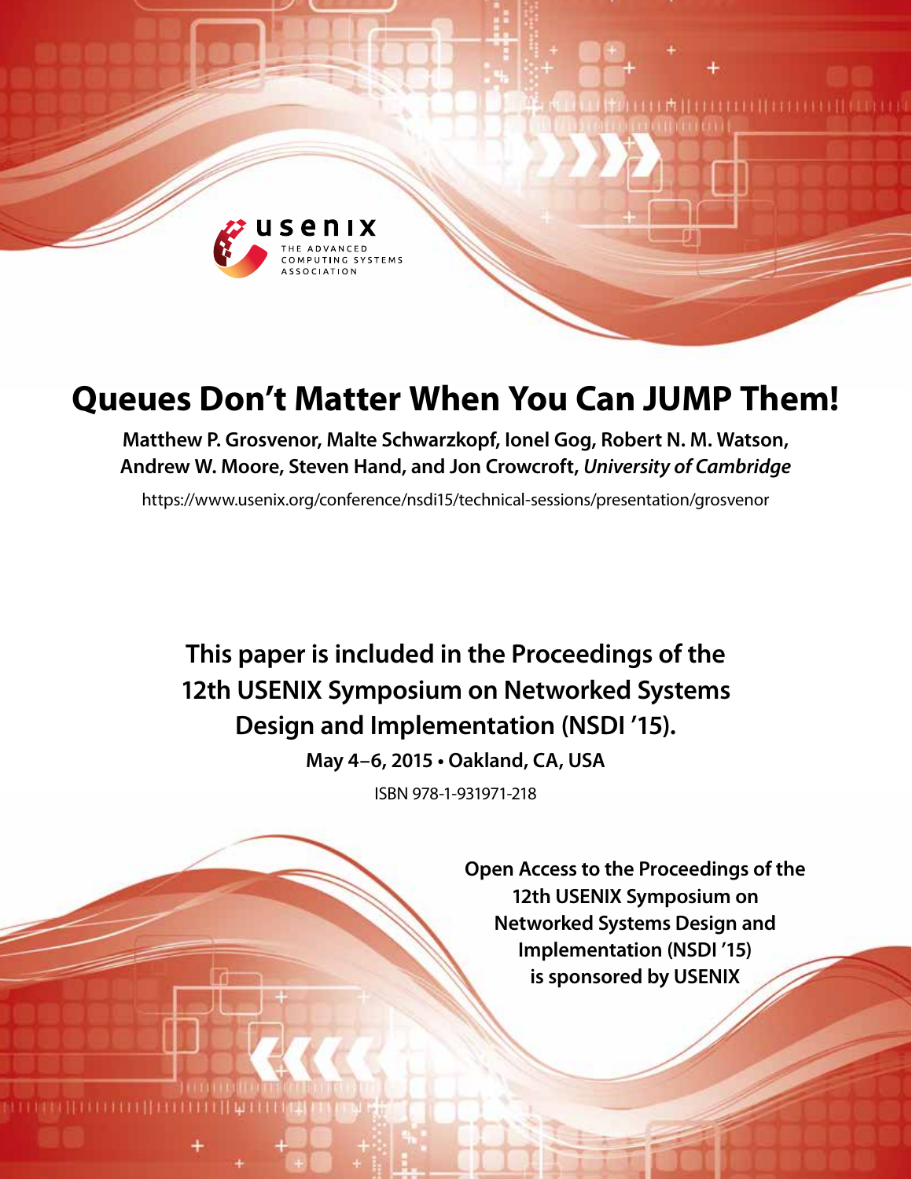# Queues Don't Matter When You Can JUMP Them!

**Matthew P. Grosvenor, Malte Schwarzkopf, Ionel Gog, Robert N. M. Watson, Andrew W. Moore, Steven Hand, and Jon Crowcroft,** ***University of Cambridge***

https://www.usenix.org/conference/nsdi15/technical-sessions/presentation/grosvenor

**This paper is included in the Proceedings of the 12th USENIX Symposium on Networked Systems Design and Implementation (NSDI '15).**

**May 4–6, 2015 • Oakland, CA, USA**

ISBN 978-1-931971-218

**Open Access to the Proceedings of the 12th USENIX Symposium on Networked Systems Design and Implementation (NSDI '15) is sponsored by USENIX**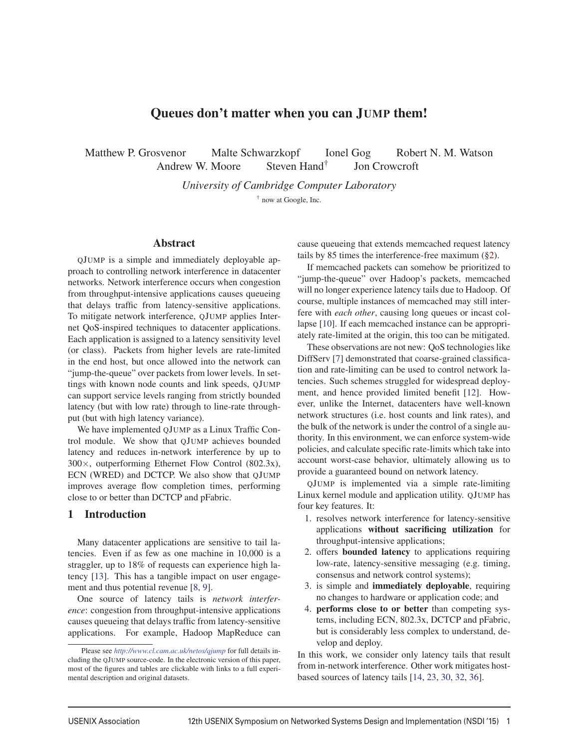# Queues don't matter when you can JUMP them!

Matthew P. Grosvenor Malte Schwarzkopf Ionel Gog Robert N. M. Watson Andrew W. Moore Steven Hand[†] Jon Crowcroft

*University of Cambridge Computer Laboratory*

[†] now at Google, Inc.

## Abstract

QJUMP is a simple and immediately deployable approach to controlling network interference in datacenter networks. Network interference occurs when congestion from throughput-intensive applications causes queueing that delays traffic from latency-sensitive applications. To mitigate network interference, QJUMP applies Internet QoS-inspired techniques to datacenter applications. Each application is assigned to a latency sensitivity level (or class). Packets from higher levels are rate-limited in the end host, but once allowed into the network can "jump-the-queue" over packets from lower levels. In settings with known node counts and link speeds, QJUMP can support service levels ranging from strictly bounded latency (but with low rate) through to line-rate throughput (but with high latency variance).

We have implemented QJUMP as a Linux Traffic Control module. We show that QJUMP achieves bounded latency and reduces in-network interference by up to 300×, outperforming Ethernet Flow Control (802.3x), ECN (WRED) and DCTCP. We also show that QJUMP improves average flow completion times, performing close to or better than DCTCP and pFabric.

## 1 Introduction

Many datacenter applications are sensitive to tail latencies. Even if as few as one machine in 10,000 is a straggler, up to 18% of requests can experience high latency [13]. This has a tangible impact on user engagement and thus potential revenue [8, 9].

One source of latency tails is *network interference*: congestion from throughput-intensive applications causes queueing that delays traffic from latency-sensitive applications. For example, Hadoop MapReduce can cause queueing that extends memcached request latency tails by 85 times the interference-free maximum (§2).

If memcached packets can somehow be prioritized to "jump-the-queue" over Hadoop's packets, memcached will no longer experience latency tails due to Hadoop. Of course, multiple instances of memcached may still interfere with *each other*, causing long queues or incast collapse [10]. If each memcached instance can be appropriately rate-limited at the origin, this too can be mitigated.

These observations are not new: QoS technologies like DiffServ [7] demonstrated that coarse-grained classification and rate-limiting can be used to control network latencies. Such schemes struggled for widespread deployment, and hence provided limited benefit [12]. However, unlike the Internet, datacenters have well-known network structures (i.e. host counts and link rates), and the bulk of the network is under the control of a single authority. In this environment, we can enforce system-wide policies, and calculate specific rate-limits which take into account worst-case behavior, ultimately allowing us to provide a guaranteed bound on network latency.

QJUMP is implemented via a simple rate-limiting Linux kernel module and application utility. QJUMP has four key features. It:

1. resolves network interference for latency-sensitive applications **without sacrificing utilization** for throughput-intensive applications;
2. offers **bounded latency** to applications requiring low-rate, latency-sensitive messaging (e.g. timing, consensus and network control systems);
3. is simple and **immediately deployable**, requiring no changes to hardware or application code; and
4. **performs close to or better** than competing systems, including ECN, 802.3x, DCTCP and pFabric, but is considerably less complex to understand, develop and deploy.

In this work, we consider only latency tails that result from in-network interference. Other work mitigates host-based sources of latency tails [14, 23, 30, 32, 36].

Please see *http://www.cl.cam.ac.uk/netos/qjump* for full details including the QJUMP source-code. In the electronic version of this paper, most of the figures and tables are clickable with links to a full experimental description and original datasets.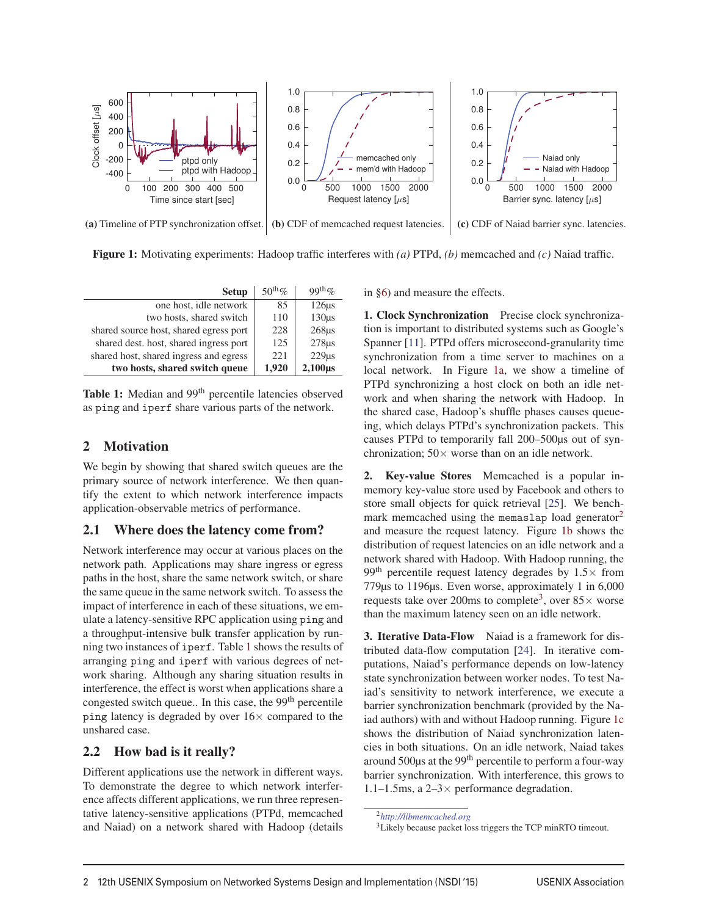(a) Timeline of PTP synchronization offset. (b) CDF of memcached request latencies. (c) CDF of Naiad barrier sync. latencies.

**Figure 1:** Motivating experiments: Hadoop traffic interferes with *(a)* PTPd, *(b)* memcached and *(c)* Naiad traffic.

| Setup | $50^{th}\%$ | $99^{th}\%$ |
| --- | --- | --- |
| one host, idle network | 85 | 126µs |
| two hosts, shared switch | 110 | 130µs |
| shared source host, shared egress port | 228 | 268µs |
| shared dest. host, shared ingress port | 125 | 278µs |
| shared host, shared ingress and egress | 221 | 229µs |
| **two hosts, shared switch queue** | **1,920** | **2,100µs** |

**Table 1:** Median and $99^{th}$ percentile latencies observed as `ping` and `iperf` share various parts of the network.

## 2 Motivation

We begin by showing that shared switch queues are the primary source of network interference. We then quantify the extent to which network interference impacts application-observable metrics of performance.

### 2.1 Where does the latency come from?

Network interference may occur at various places on the network path. Applications may share ingress or egress paths in the host, share the same network switch, or share the same queue in the same network switch. To assess the impact of interference in each of these situations, we emulate a latency-sensitive RPC application using `ping` and a throughput-intensive bulk transfer application by running two instances of `iperf`. Table 1 shows the results of arranging `ping` and `iperf` with various degrees of network sharing. Although any sharing situation results in interference, the effect is worst when applications share a congested switch queue.. In this case, the $99^{th}$ percentile `ping` latency is degraded by over 16× compared to the unshared case.

### 2.2 How bad is it really?

Different applications use the network in different ways. To demonstrate the degree to which network interference affects different applications, we run three representative latency-sensitive applications (PTPd, memcached and Naiad) on a network shared with Hadoop (details in §6) and measure the effects.

**1. Clock Synchronization** Precise clock synchronization is important to distributed systems such as Google's Spanner [11]. PTPd offers microsecond-granularity time synchronization from a time server to machines on a local network. In Figure 1a, we show a timeline of PTPd synchronizing a host clock on both an idle network and when sharing the network with Hadoop. In the shared case, Hadoop's shuffle phases causes queueing, which delays PTPd's synchronization packets. This causes PTPd to temporarily fall 200–500µs out of synchronization; 50× worse than on an idle network.

**2. Key-value Stores** Memcached is a popular in-memory key-value store used by Facebook and others to store small objects for quick retrieval [25]. We benchmark memcached using the `memaslap` load generator[2] and measure the request latency. Figure 1b shows the distribution of request latencies on an idle network and a network shared with Hadoop. With Hadoop running, the $99^{th}$ percentile request latency degrades by 1.5× from 779µs to 1196µs. Even worse, approximately 1 in 6,000 requests take over 200ms to complete[3], over 85× worse than the maximum latency seen on an idle network.

**3. Iterative Data-Flow** Naiad is a framework for distributed data-flow computation [24]. In iterative computations, Naiad's performance depends on low-latency state synchronization between worker nodes. To test Naiad's sensitivity to network interference, we execute a barrier synchronization benchmark (provided by the Naiad authors) with and without Hadoop running. Figure 1c shows the distribution of Naiad synchronization latencies in both situations. On an idle network, Naiad takes around 500µs at the $99^{th}$ percentile to perform a four-way barrier synchronization. With interference, this grows to 1.1–1.5ms, a 2–3× performance degradation.

[2] *http://libmemcached.org*

[3] Likely because packet loss triggers the TCP minRTO timeout.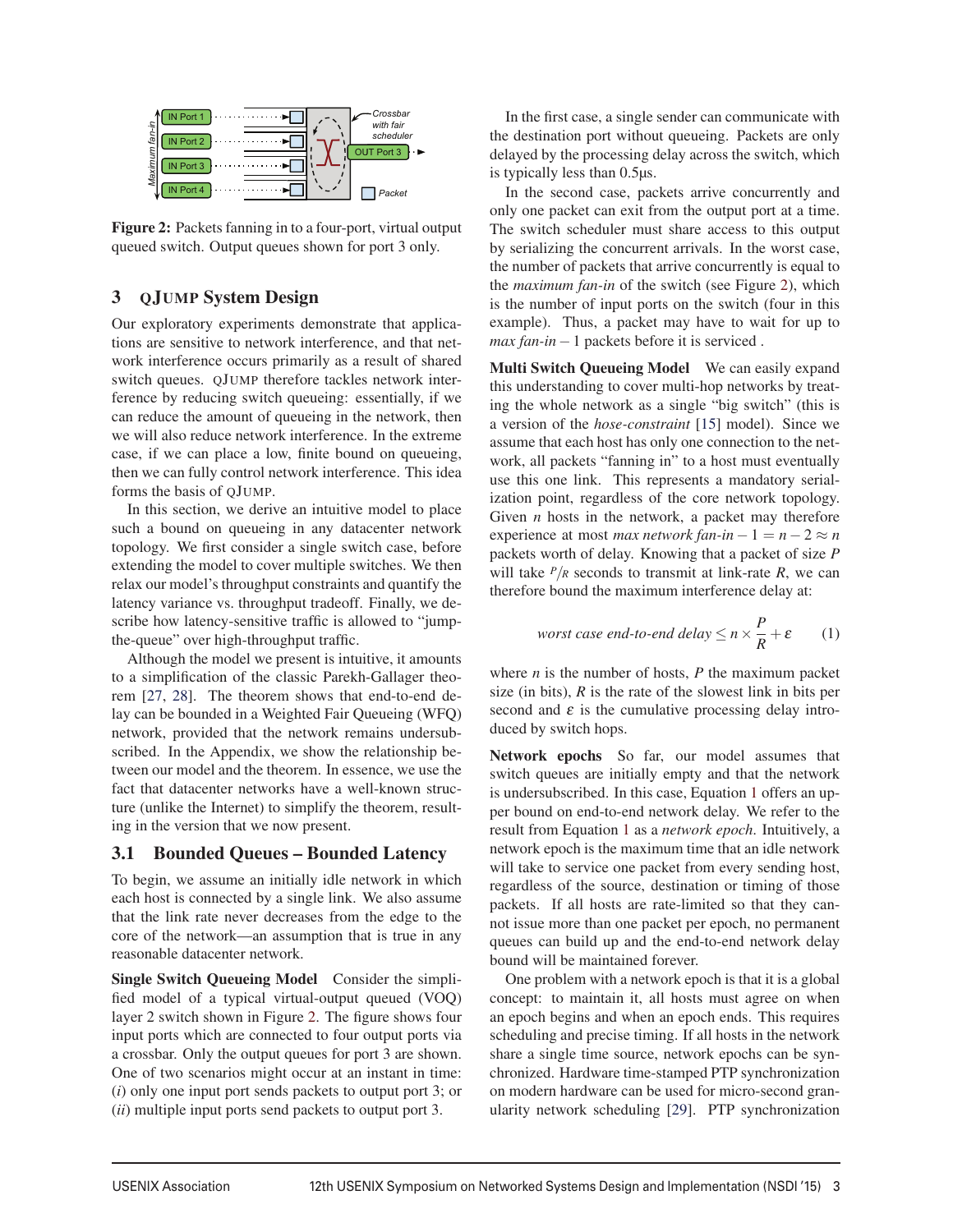Figure 2: Packets fanning in to a four-port, virtual output queued switch. Output queues shown for port 3 only.

## 3 QJUMP System Design

Our exploratory experiments demonstrate that applications are sensitive to network interference, and that network interference occurs primarily as a result of shared switch queues. QJUMP therefore tackles network interference by reducing switch queueing: essentially, if we can reduce the amount of queueing in the network, then we will also reduce network interference. In the extreme case, if we can place a low, finite bound on queueing, then we can fully control network interference. This idea forms the basis of QJUMP.

In this section, we derive an intuitive model to place such a bound on queueing in any datacenter network topology. We first consider a single switch case, before extending the model to cover multiple switches. We then relax our model's throughput constraints and quantify the latency variance vs. throughput tradeoff. Finally, we describe how latency-sensitive traffic is allowed to "jump-the-queue" over high-throughput traffic.

Although the model we present is intuitive, it amounts to a simplification of the classic Parekh-Gallager theorem [27, 28]. The theorem shows that end-to-end delay can be bounded in a Weighted Fair Queueing (WFQ) network, provided that the network remains undersubscribed. In the Appendix, we show the relationship between our model and the theorem. In essence, we use the fact that datacenter networks have a well-known structure (unlike the Internet) to simplify the theorem, resulting in the version that we now present.

### 3.1 Bounded Queues – Bounded Latency

To begin, we assume an initially idle network in which each host is connected by a single link. We also assume that the link rate never decreases from the edge to the core of the network—an assumption that is true in any reasonable datacenter network.

**Single Switch Queueing Model** Consider the simplified model of a typical virtual-output queued (VOQ) layer 2 switch shown in Figure 2. The figure shows four input ports which are connected to four output ports via a crossbar. Only the output queues for port 3 are shown. One of two scenarios might occur at an instant in time: (*i*) only one input port sends packets to output port 3; or (*ii*) multiple input ports send packets to output port 3.

In the first case, a single sender can communicate with the destination port without queueing. Packets are only delayed by the processing delay across the switch, which is typically less than 0.5μs.

In the second case, packets arrive concurrently and only one packet can exit from the output port at a time. The switch scheduler must share access to this output by serializing the concurrent arrivals. In the worst case, the number of packets that arrive concurrently is equal to the *maximum fan-in* of the switch (see Figure 2), which is the number of input ports on the switch (four in this example). Thus, a packet may have to wait for up to *max fan-in* − 1 packets before it is serviced .

**Multi Switch Queueing Model** We can easily expand this understanding to cover multi-hop networks by treating the whole network as a single "big switch" (this is a version of the *hose-constraint* [15] model). Since we assume that each host has only one connection to the network, all packets "fanning in" to a host must eventually use this one link. This represents a mandatory serialization point, regardless of the core network topology. Given $n$ hosts in the network, a packet may therefore experience at most *max network fan-in* $-1 = n-2 \approx n$ packets worth of delay. Knowing that a packet of size $P$ will take $P/R$ seconds to transmit at link-rate $R$, we can therefore bound the maximum interference delay at:

$$\textit{worst case end-to-end delay} \leq n \times \frac{P}{R} + \varepsilon \qquad (1)$$

where $n$ is the number of hosts, $P$ the maximum packet size (in bits), $R$ is the rate of the slowest link in bits per second and $\varepsilon$ is the cumulative processing delay introduced by switch hops.

**Network epochs** So far, our model assumes that switch queues are initially empty and that the network is undersubscribed. In this case, Equation 1 offers an upper bound on end-to-end network delay. We refer to the result from Equation 1 as a *network epoch*. Intuitively, a network epoch is the maximum time that an idle network will take to service one packet from every sending host, regardless of the source, destination or timing of those packets. If all hosts are rate-limited so that they cannot issue more than one packet per epoch, no permanent queues can build up and the end-to-end network delay bound will be maintained forever.

One problem with a network epoch is that it is a global concept: to maintain it, all hosts must agree on when an epoch begins and when an epoch ends. This requires scheduling and precise timing. If all hosts in the network share a single time source, network epochs can be synchronized. Hardware time-stamped PTP synchronization on modern hardware can be used for micro-second granularity network scheduling [29]. PTP synchronization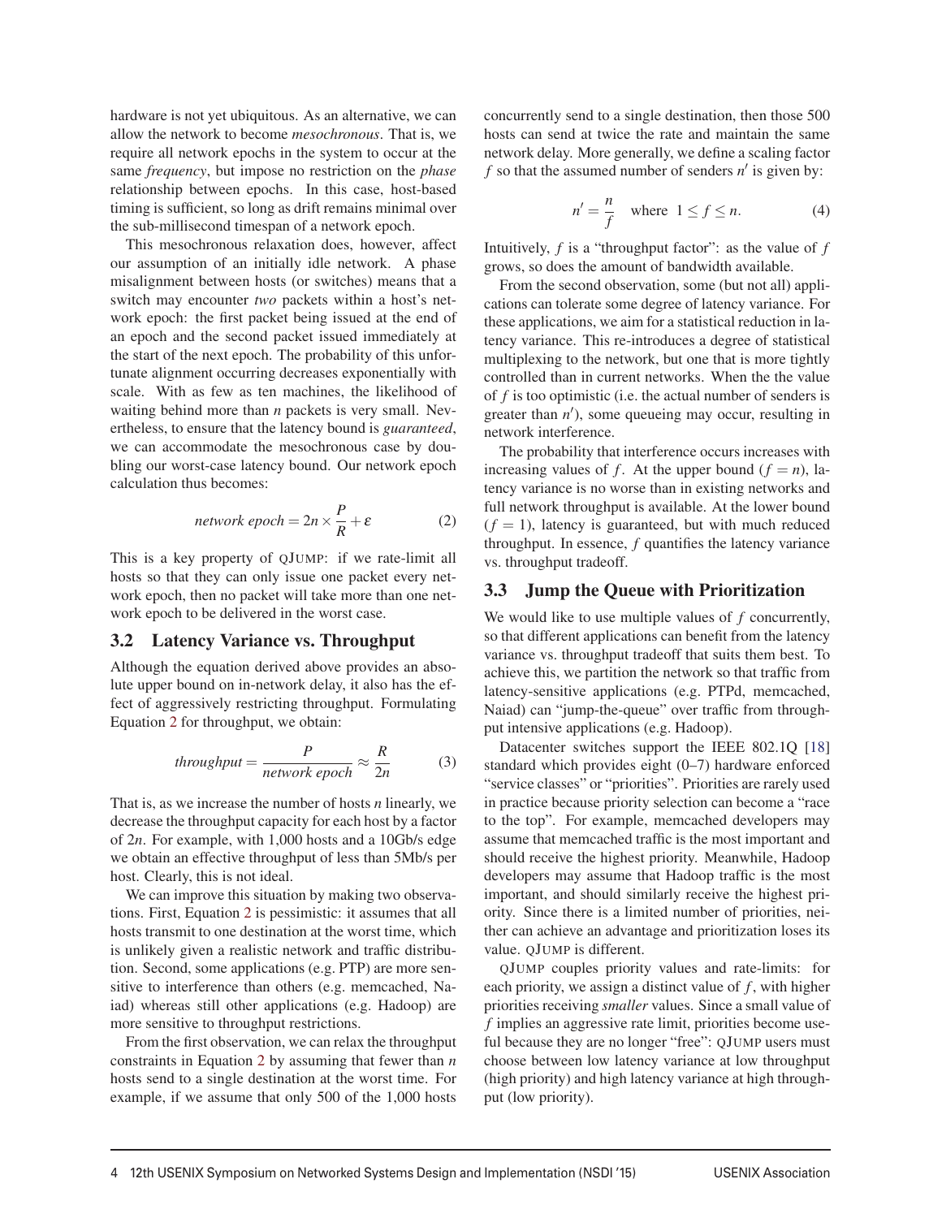hardware is not yet ubiquitous. As an alternative, we can allow the network to become *mesochronous*. That is, we require all network epochs in the system to occur at the same *frequency*, but impose no restriction on the *phase* relationship between epochs. In this case, host-based timing is sufficient, so long as drift remains minimal over the sub-millisecond timespan of a network epoch.

This mesochronous relaxation does, however, affect our assumption of an initially idle network. A phase misalignment between hosts (or switches) means that a switch may encounter *two* packets within a host's network epoch: the first packet being issued at the end of an epoch and the second packet issued immediately at the start of the next epoch. The probability of this unfortunate alignment occurring decreases exponentially with scale. With as few as ten machines, the likelihood of waiting behind more than $n$ packets is very small. Nevertheless, to ensure that the latency bound is *guaranteed*, we can accommodate the mesochronous case by doubling our worst-case latency bound. Our network epoch calculation thus becomes:

$$\textit{network epoch} = 2n \times \frac{P}{R} + \varepsilon \tag{2}$$

This is a key property of QJUMP: if we rate-limit all hosts so that they can only issue one packet every network epoch, then no packet will take more than one network epoch to be delivered in the worst case.

## 3.2 Latency Variance vs. Throughput

Although the equation derived above provides an absolute upper bound on in-network delay, it also has the effect of aggressively restricting throughput. Formulating Equation 2 for throughput, we obtain:

$$\textit{throughput} = \frac{P}{\textit{network epoch}} \approx \frac{R}{2n} \tag{3}$$

That is, as we increase the number of hosts $n$ linearly, we decrease the throughput capacity for each host by a factor of $2n$. For example, with 1,000 hosts and a 10Gb/s edge we obtain an effective throughput of less than 5Mb/s per host. Clearly, this is not ideal.

We can improve this situation by making two observations. First, Equation 2 is pessimistic: it assumes that all hosts transmit to one destination at the worst time, which is unlikely given a realistic network and traffic distribution. Second, some applications (e.g. PTP) are more sensitive to interference than others (e.g. memcached, Naiad) whereas still other applications (e.g. Hadoop) are more sensitive to throughput restrictions.

From the first observation, we can relax the throughput constraints in Equation 2 by assuming that fewer than $n$ hosts send to a single destination at the worst time. For example, if we assume that only 500 of the 1,000 hosts concurrently send to a single destination, then those 500 hosts can send at twice the rate and maintain the same network delay. More generally, we define a scaling factor $f$ so that the assumed number of senders $n'$ is given by:

$$n' = \frac{n}{f} \quad \text{where} \;\; 1 \leq f \leq n. \tag{4}$$

Intuitively, $f$ is a "throughput factor": as the value of $f$ grows, so does the amount of bandwidth available.

From the second observation, some (but not all) applications can tolerate some degree of latency variance. For these applications, we aim for a statistical reduction in latency variance. This re-introduces a degree of statistical multiplexing to the network, but one that is more tightly controlled than in current networks. When the the value of $f$ is too optimistic (i.e. the actual number of senders is greater than $n'$), some queueing may occur, resulting in network interference.

The probability that interference occurs increases with increasing values of $f$. At the upper bound ($f = n$), latency variance is no worse than in existing networks and full network throughput is available. At the lower bound ($f = 1$), latency is guaranteed, but with much reduced throughput. In essence, $f$ quantifies the latency variance vs. throughput tradeoff.

## 3.3 Jump the Queue with Prioritization

We would like to use multiple values of $f$ concurrently, so that different applications can benefit from the latency variance vs. throughput tradeoff that suits them best. To achieve this, we partition the network so that traffic from latency-sensitive applications (e.g. PTPd, memcached, Naiad) can "jump-the-queue" over traffic from throughput intensive applications (e.g. Hadoop).

Datacenter switches support the IEEE 802.1Q [18] standard which provides eight (0–7) hardware enforced "service classes" or "priorities". Priorities are rarely used in practice because priority selection can become a "race to the top". For example, memcached developers may assume that memcached traffic is the most important and should receive the highest priority. Meanwhile, Hadoop developers may assume that Hadoop traffic is the most important, and should similarly receive the highest priority. Since there is a limited number of priorities, neither can achieve an advantage and prioritization loses its value. QJUMP is different.

QJUMP couples priority values and rate-limits: for each priority, we assign a distinct value of $f$, with higher priorities receiving *smaller* values. Since a small value of $f$ implies an aggressive rate limit, priorities become useful because they are no longer "free": QJUMP users must choose between low latency variance at low throughput (high priority) and high latency variance at high throughput (low priority).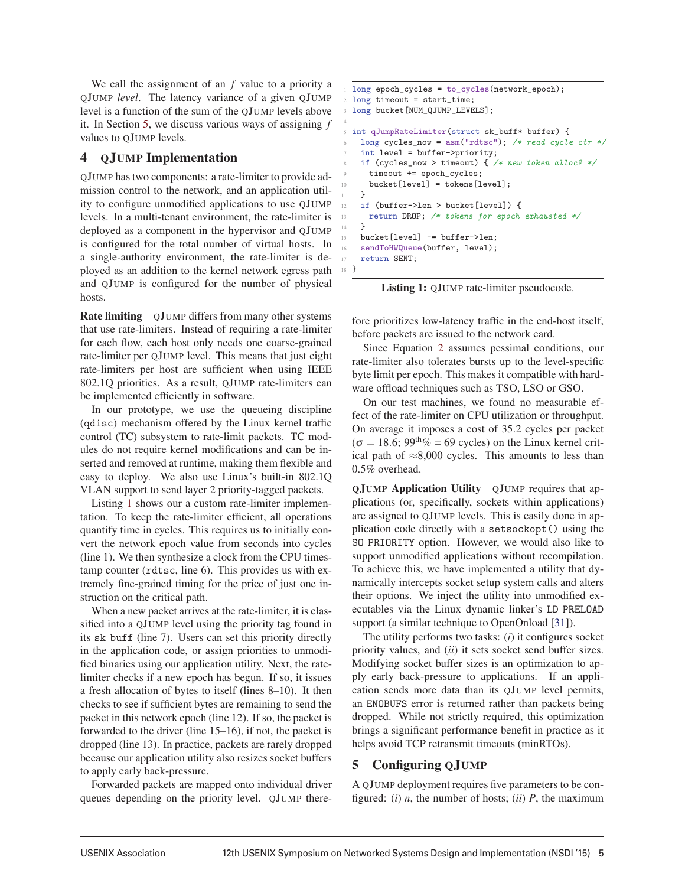We call the assignment of an $f$ value to a priority a QJUMP *level*. The latency variance of a given QJUMP level is a function of the sum of the QJUMP levels above it. In Section 5, we discuss various ways of assigning $f$ values to QJUMP levels.

## 4 QJUMP Implementation

QJUMP has two components: a rate-limiter to provide admission control to the network, and an application utility to configure unmodified applications to use QJUMP levels. In a multi-tenant environment, the rate-limiter is deployed as a component in the hypervisor and QJUMP is configured for the total number of virtual hosts. In a single-authority environment, the rate-limiter is deployed as an addition to the kernel network egress path and QJUMP is configured for the number of physical hosts.

**Rate limiting** QJUMP differs from many other systems that use rate-limiters. Instead of requiring a rate-limiter for each flow, each host only needs one coarse-grained rate-limiter per QJUMP level. This means that just eight rate-limiters per host are sufficient when using IEEE 802.1Q priorities. As a result, QJUMP rate-limiters can be implemented efficiently in software.

In our prototype, we use the queueing discipline (qdisc) mechanism offered by the Linux kernel traffic control (TC) subsystem to rate-limit packets. TC modules do not require kernel modifications and can be inserted and removed at runtime, making them flexible and easy to deploy. We also use Linux's built-in 802.1Q VLAN support to send layer 2 priority-tagged packets.

Listing 1 shows our a custom rate-limiter implementation. To keep the rate-limiter efficient, all operations quantify time in cycles. This requires us to initially convert the network epoch value from seconds into cycles (line 1). We then synthesize a clock from the CPU timestamp counter (rdtsc, line 6). This provides us with extremely fine-grained timing for the price of just one instruction on the critical path.

When a new packet arrives at the rate-limiter, it is classified into a QJUMP level using the priority tag found in its sk_buff (line 7). Users can set this priority directly in the application code, or assign priorities to unmodified binaries using our application utility. Next, the rate-limiter checks if a new epoch has begun. If so, it issues a fresh allocation of bytes to itself (lines 8–10). It then checks to see if sufficient bytes are remaining to send the packet in this network epoch (line 12). If so, the packet is forwarded to the driver (line 15–16), if not, the packet is dropped (line 13). In practice, packets are rarely dropped because our application utility also resizes socket buffers to apply early back-pressure.

Forwarded packets are mapped onto individual driver queues depending on the priority level. QJUMP therefore prioritizes low-latency traffic in the end-host itself, before packets are issued to the network card.

```
long epoch_cycles = to_cycles(network_epoch);
long timeout = start_time;
long bucket[NUM_QJUMP_LEVELS];

int qJumpRateLimiter(struct sk_buff* buffer) {
  long cycles_now = asm("rdtsc"); /* read cycle ctr */
  int level = buffer->priority;
  if (cycles_now > timeout) { /* new token alloc? */
    timeout += epoch_cycles;
    bucket[level] = tokens[level];
  }
  if (buffer->len > bucket[level]) {
    return DROP; /* tokens for epoch exhausted */
  }
  bucket[level] -= buffer->len;
  sendToHWQueue(buffer, level);
  return SENT;
}
```

**Listing 1:** QJUMP rate-limiter pseudocode.

Since Equation 2 assumes pessimal conditions, our rate-limiter also tolerates bursts up to the level-specific byte limit per epoch. This makes it compatible with hardware offload techniques such as TSO, LSO or GSO.

On our test machines, we found no measurable effect of the rate-limiter on CPU utilization or throughput. On average it imposes a cost of 35.2 cycles per packet ($\sigma = 18.6$; $99^{\text{th}}\% = 69$ cycles) on the Linux kernel critical path of $\approx$8,000 cycles. This amounts to less than 0.5% overhead.

**QJUMP Application Utility** QJUMP requires that applications (or, specifically, sockets within applications) are assigned to QJUMP levels. This is easily done in application code directly with a setsockopt() using the SO_PRIORITY option. However, we would also like to support unmodified applications without recompilation. To achieve this, we have implemented a utility that dynamically intercepts socket setup system calls and alters their options. We inject the utility into unmodified executables via the Linux dynamic linker's LD_PRELOAD support (a similar technique to OpenOnload [31]).

The utility performs two tasks: (*i*) it configures socket priority values, and (*ii*) it sets socket send buffer sizes. Modifying socket buffer sizes is an optimization to apply early back-pressure to applications. If an application sends more data than its QJUMP level permits, an ENOBUFS error is returned rather than packets being dropped. While not strictly required, this optimization brings a significant performance benefit in practice as it helps avoid TCP retransmit timeouts (minRTOs).

## 5 Configuring QJUMP

A QJUMP deployment requires five parameters to be configured: (*i*) $n$, the number of hosts; (*ii*) $P$, the maximum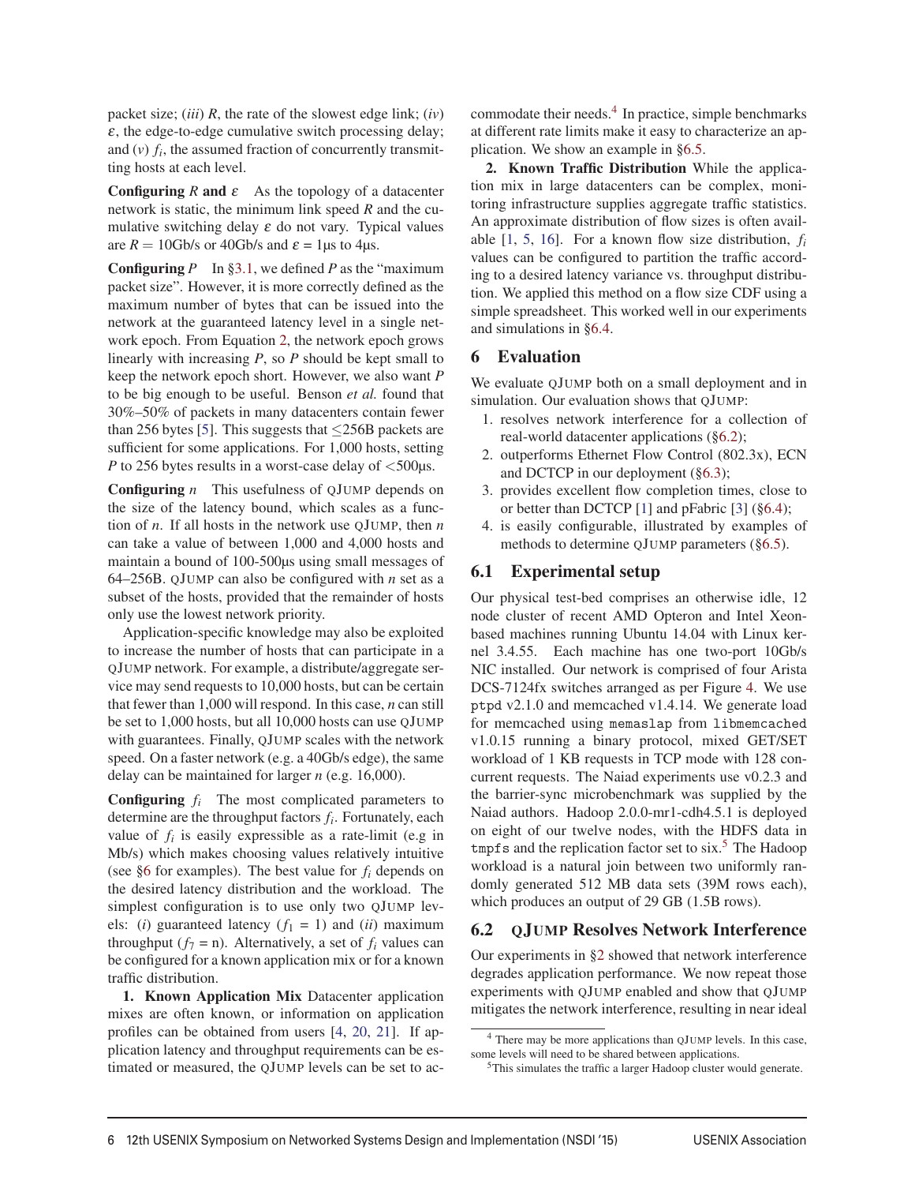packet size; (*iii*) $R$, the rate of the slowest edge link; (*iv*) $\varepsilon$, the edge-to-edge cumulative switch processing delay; and (*v*) $f_i$, the assumed fraction of concurrently transmitting hosts at each level.

**Configuring $R$ and $\varepsilon$** As the topology of a datacenter network is static, the minimum link speed $R$ and the cumulative switching delay $\varepsilon$ do not vary. Typical values are $R = 10$Gb/s or 40Gb/s and $\varepsilon$ = 1µs to 4µs.

**Configuring $P$** In §3.1, we defined $P$ as the "maximum packet size". However, it is more correctly defined as the maximum number of bytes that can be issued into the network at the guaranteed latency level in a single network epoch. From Equation 2, the network epoch grows linearly with increasing $P$, so $P$ should be kept small to keep the network epoch short. However, we also want $P$ to be big enough to be useful. Benson *et al.* found that 30%–50% of packets in many datacenters contain fewer than 256 bytes [5]. This suggests that ≤256B packets are sufficient for some applications. For 1,000 hosts, setting $P$ to 256 bytes results in a worst-case delay of <500µs.

**Configuring $n$** This usefulness of QJUMP depends on the size of the latency bound, which scales as a function of $n$. If all hosts in the network use QJUMP, then $n$ can take a value of between 1,000 and 4,000 hosts and maintain a bound of 100-500µs using small messages of 64–256B. QJUMP can also be configured with $n$ set as a subset of the hosts, provided that the remainder of hosts only use the lowest network priority.

Application-specific knowledge may also be exploited to increase the number of hosts that can participate in a QJUMP network. For example, a distribute/aggregate service may send requests to 10,000 hosts, but can be certain that fewer than 1,000 will respond. In this case, $n$ can still be set to 1,000 hosts, but all 10,000 hosts can use QJUMP with guarantees. Finally, QJUMP scales with the network speed. On a faster network (e.g. a 40Gb/s edge), the same delay can be maintained for larger $n$ (e.g. 16,000).

**Configuring $f_i$** The most complicated parameters to determine are the throughput factors $f_i$. Fortunately, each value of $f_i$ is easily expressible as a rate-limit (e.g in Mb/s) which makes choosing values relatively intuitive (see §6 for examples). The best value for $f_i$ depends on the desired latency distribution and the workload. The simplest configuration is to use only two QJUMP levels: (*i*) guaranteed latency ($f_1$ = 1) and (*ii*) maximum throughput ($f_7$ = n). Alternatively, a set of $f_i$ values can be configured for a known application mix or for a known traffic distribution.

**1. Known Application Mix** Datacenter application mixes are often known, or information on application profiles can be obtained from users [4, 20, 21]. If application latency and throughput requirements can be estimated or measured, the QJUMP levels can be set to accommodate their needs.[4] In practice, simple benchmarks at different rate limits make it easy to characterize an application. We show an example in §6.5.

**2. Known Traffic Distribution** While the application mix in large datacenters can be complex, monitoring infrastructure supplies aggregate traffic statistics. An approximate distribution of flow sizes is often available [1, 5, 16]. For a known flow size distribution, $f_i$ values can be configured to partition the traffic according to a desired latency variance vs. throughput distribution. We applied this method on a flow size CDF using a simple spreadsheet. This worked well in our experiments and simulations in §6.4.

## 6 Evaluation

We evaluate QJUMP both on a small deployment and in simulation. Our evaluation shows that QJUMP:

1. resolves network interference for a collection of real-world datacenter applications (§6.2);
2. outperforms Ethernet Flow Control (802.3x), ECN and DCTCP in our deployment (§6.3);
3. provides excellent flow completion times, close to or better than DCTCP [1] and pFabric [3] (§6.4);
4. is easily configurable, illustrated by examples of methods to determine QJUMP parameters (§6.5).

### 6.1 Experimental setup

Our physical test-bed comprises an otherwise idle, 12 node cluster of recent AMD Opteron and Intel Xeon-based machines running Ubuntu 14.04 with Linux kernel 3.4.55. Each machine has one two-port 10Gb/s NIC installed. Our network is comprised of four Arista DCS-7124fx switches arranged as per Figure 4. We use `ptpd` v2.1.0 and memcached v1.4.14. We generate load for memcached using `memaslap` from `libmemcached` v1.0.15 running a binary protocol, mixed GET/SET workload of 1 KB requests in TCP mode with 128 concurrent requests. The Naiad experiments use v0.2.3 and the barrier-sync microbenchmark was supplied by the Naiad authors. Hadoop 2.0.0-mr1-cdh4.5.1 is deployed on eight of our twelve nodes, with the HDFS data in `tmpfs` and the replication factor set to six.[5] The Hadoop workload is a natural join between two uniformly randomly generated 512 MB data sets (39M rows each), which produces an output of 29 GB (1.5B rows).

### 6.2 QJUMP Resolves Network Interference

Our experiments in §2 showed that network interference degrades application performance. We now repeat those experiments with QJUMP enabled and show that QJUMP mitigates the network interference, resulting in near ideal

[4] There may be more applications than QJUMP levels. In this case, some levels will need to be shared between applications.

[5] This simulates the traffic a larger Hadoop cluster would generate.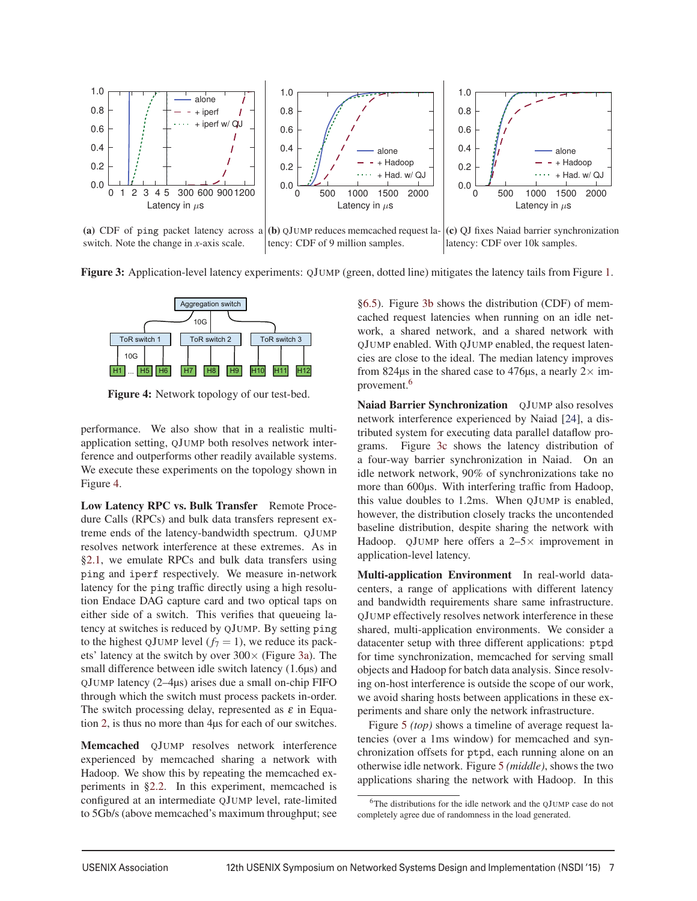(a) CDF of ping packet latency across a switch. Note the change in $x$-axis scale.

(b) QJUMP reduces memcached request latency: CDF of 9 million samples.

(c) QJ fixes Naiad barrier synchronization latency: CDF over 10k samples.

**Figure 3:** Application-level latency experiments: QJUMP (green, dotted line) mitigates the latency tails from Figure 1.

**Figure 4:** Network topology of our test-bed.

performance. We also show that in a realistic multi-application setting, QJUMP both resolves network interference and outperforms other readily available systems. We execute these experiments on the topology shown in Figure 4.

**Low Latency RPC vs. Bulk Transfer** Remote Procedure Calls (RPCs) and bulk data transfers represent extreme ends of the latency-bandwidth spectrum. QJUMP resolves network interference at these extremes. As in §2.1, we emulate RPCs and bulk data transfers using `ping` and `iperf` respectively. We measure in-network latency for the `ping` traffic directly using a high resolution Endace DAG capture card and two optical taps on either side of a switch. This verifies that queueing latency at switches is reduced by QJUMP. By setting `ping` to the highest QJUMP level ($f_7 = 1$), we reduce its packets' latency at the switch by over 300× (Figure 3a). The small difference between idle switch latency (1.6µs) and QJUMP latency (2–4µs) arises due a small on-chip FIFO through which the switch must process packets in-order. The switch processing delay, represented as $\varepsilon$ in Equation 2, is thus no more than 4µs for each of our switches.

**Memcached** QJUMP resolves network interference experienced by memcached sharing a network with Hadoop. We show this by repeating the memcached experiments in §2.2. In this experiment, memcached is configured at an intermediate QJUMP level, rate-limited to 5Gb/s (above memcached's maximum throughput; see §6.5). Figure 3b shows the distribution (CDF) of memcached request latencies when running on an idle network, a shared network, and a shared network with QJUMP enabled. With QJUMP enabled, the request latencies are close to the ideal. The median latency improves from 824µs in the shared case to 476µs, a nearly 2× improvement.[6]

**Naiad Barrier Synchronization** QJUMP also resolves network interference experienced by Naiad [24], a distributed system for executing data parallel dataflow programs. Figure 3c shows the latency distribution of a four-way barrier synchronization in Naiad. On an idle network network, 90% of synchronizations take no more than 600µs. With interfering traffic from Hadoop, this value doubles to 1.2ms. When QJUMP is enabled, however, the distribution closely tracks the uncontended baseline distribution, despite sharing the network with Hadoop. QJUMP here offers a 2–5× improvement in application-level latency.

**Multi-application Environment** In real-world datacenters, a range of applications with different latency and bandwidth requirements share same infrastructure. QJUMP effectively resolves network interference in these shared, multi-application environments. We consider a datacenter setup with three different applications: `ptpd` for time synchronization, memcached for serving small objects and Hadoop for batch data analysis. Since resolving on-host interference is outside the scope of our work, we avoid sharing hosts between applications in these experiments and share only the network infrastructure.

Figure 5 *(top)* shows a timeline of average request latencies (over a 1ms window) for memcached and synchronization offsets for `ptpd`, each running alone on an otherwise idle network. Figure 5 *(middle)*, shows the two applications sharing the network with Hadoop. In this

[6] The distributions for the idle network and the QJUMP case do not completely agree due of randomness in the load generated.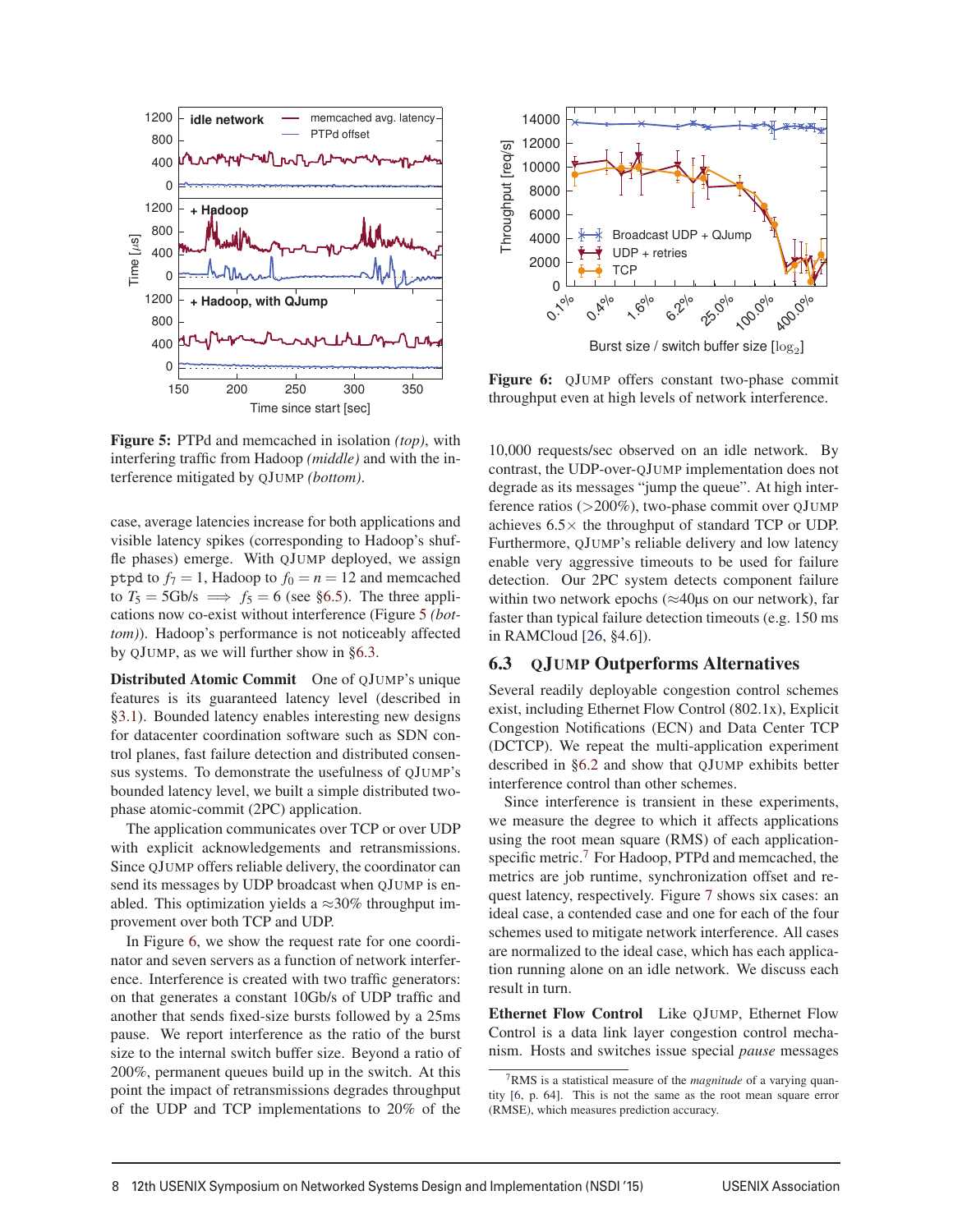Figure 5: PTPd and memcached in isolation *(top)*, with interfering traffic from Hadoop *(middle)* and with the interference mitigated by QJUMP *(bottom)*.

case, average latencies increase for both applications and visible latency spikes (corresponding to Hadoop's shuffle phases) emerge. With QJUMP deployed, we assign ptpd to $f_7 = 1$, Hadoop to $f_0 = n = 12$ and memcached to $T_5 = 5\text{Gb/s} \implies f_5 = 6$ (see §6.5). The three applications now co-exist without interference (Figure 5 *(bottom)*). Hadoop's performance is not noticeably affected by QJUMP, as we will further show in §6.3.

**Distributed Atomic Commit** One of QJUMP's unique features is its guaranteed latency level (described in §3.1). Bounded latency enables interesting new designs for datacenter coordination software such as SDN control planes, fast failure detection and distributed consensus systems. To demonstrate the usefulness of QJUMP's bounded latency level, we built a simple distributed two-phase atomic-commit (2PC) application.

The application communicates over TCP or over UDP with explicit acknowledgements and retransmissions. Since QJUMP offers reliable delivery, the coordinator can send its messages by UDP broadcast when QJUMP is enabled. This optimization yields a ≈30% throughput improvement over both TCP and UDP.

In Figure 6, we show the request rate for one coordinator and seven servers as a function of network interference. Interference is created with two traffic generators: on that generates a constant 10Gb/s of UDP traffic and another that sends fixed-size bursts followed by a 25ms pause. We report interference as the ratio of the burst size to the internal switch buffer size. Beyond a ratio of 200%, permanent queues build up in the switch. At this point the impact of retransmissions degrades throughput of the UDP and TCP implementations to 20% of the

Figure 6: QJUMP offers constant two-phase commit throughput even at high levels of network interference.

10,000 requests/sec observed on an idle network. By contrast, the UDP-over-QJUMP implementation does not degrade as its messages "jump the queue". At high interference ratios (>200%), two-phase commit over QJUMP achieves 6.5× the throughput of standard TCP or UDP. Furthermore, QJUMP's reliable delivery and low latency enable very aggressive timeouts to be used for failure detection. Our 2PC system detects component failure within two network epochs (≈40μs on our network), far faster than typical failure detection timeouts (e.g. 150 ms in RAMCloud [26, §4.6]).

## 6.3 QJUMP Outperforms Alternatives

Several readily deployable congestion control schemes exist, including Ethernet Flow Control (802.1x), Explicit Congestion Notifications (ECN) and Data Center TCP (DCTCP). We repeat the multi-application experiment described in §6.2 and show that QJUMP exhibits better interference control than other schemes.

Since interference is transient in these experiments, we measure the degree to which it affects applications using the root mean square (RMS) of each application-specific metric.[7] For Hadoop, PTPd and memcached, the metrics are job runtime, synchronization offset and request latency, respectively. Figure 7 shows six cases: an ideal case, a contended case and one for each of the four schemes used to mitigate network interference. All cases are normalized to the ideal case, which has each application running alone on an idle network. We discuss each result in turn.

**Ethernet Flow Control** Like QJUMP, Ethernet Flow Control is a data link layer congestion control mechanism. Hosts and switches issue special *pause* messages

[7] RMS is a statistical measure of the *magnitude* of a varying quantity [6, p. 64]. This is not the same as the root mean square error (RMSE), which measures prediction accuracy.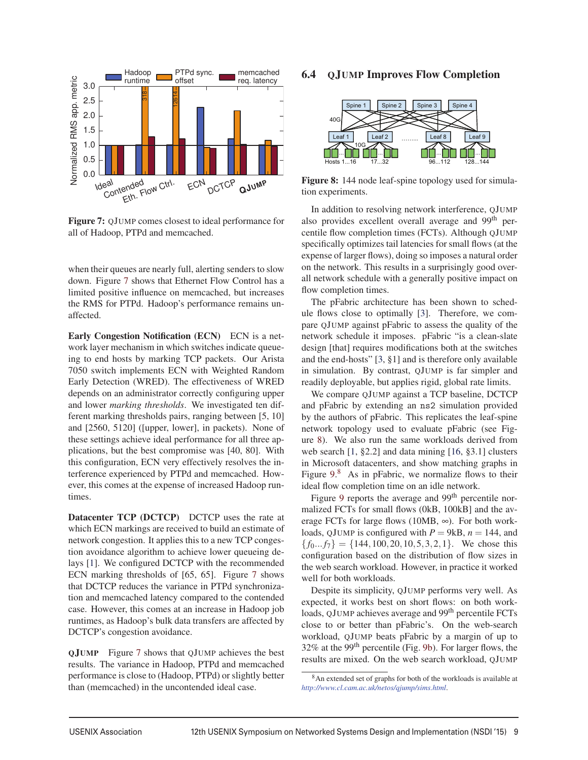Figure 7: QJUMP comes closest to ideal performance for all of Hadoop, PTPd and memcached.

when their queues are nearly full, alerting senders to slow down. Figure 7 shows that Ethernet Flow Control has a limited positive influence on memcached, but increases the RMS for PTPd. Hadoop's performance remains unaffected.

**Early Congestion Notification (ECN)** ECN is a network layer mechanism in which switches indicate queueing to end hosts by marking TCP packets. Our Arista 7050 switch implements ECN with Weighted Random Early Detection (WRED). The effectiveness of WRED depends on an administrator correctly configuring upper and lower *marking thresholds*. We investigated ten different marking thresholds pairs, ranging between [5, 10] and [2560, 5120] ([upper, lower], in packets). None of these settings achieve ideal performance for all three applications, but the best compromise was [40, 80]. With this configuration, ECN very effectively resolves the interference experienced by PTPd and memcached. However, this comes at the expense of increased Hadoop runtimes.

**Datacenter TCP (DCTCP)** DCTCP uses the rate at which ECN markings are received to build an estimate of network congestion. It applies this to a new TCP congestion avoidance algorithm to achieve lower queueing delays [1]. We configured DCTCP with the recommended ECN marking thresholds of [65, 65]. Figure 7 shows that DCTCP reduces the variance in PTPd synchronization and memcached latency compared to the contended case. However, this comes at an increase in Hadoop job runtimes, as Hadoop's bulk data transfers are affected by DCTCP's congestion avoidance.

**QJUMP** Figure 7 shows that QJUMP achieves the best results. The variance in Hadoop, PTPd and memcached performance is close to (Hadoop, PTPd) or slightly better than (memcached) in the uncontended ideal case.

## 6.4 QJUMP Improves Flow Completion

Figure 8: 144 node leaf-spine topology used for simulation experiments.

In addition to resolving network interference, QJUMP also provides excellent overall average and 99th percentile flow completion times (FCTs). Although QJUMP specifically optimizes tail latencies for small flows (at the expense of larger flows), doing so imposes a natural order on the network. This results in a surprisingly good overall network schedule with a generally positive impact on flow completion times.

The pFabric architecture has been shown to schedule flows close to optimally [3]. Therefore, we compare QJUMP against pFabric to assess the quality of the network schedule it imposes. pFabric "is a clean-slate design [that] requires modifications both at the switches and the end-hosts" [3, §1] and is therefore only available in simulation. By contrast, QJUMP is far simpler and readily deployable, but applies rigid, global rate limits.

We compare QJUMP against a TCP baseline, DCTCP and pFabric by extending an ns2 simulation provided by the authors of pFabric. This replicates the leaf-spine network topology used to evaluate pFabric (see Figure 8). We also run the same workloads derived from web search [1, §2.2] and data mining [16, §3.1] clusters in Microsoft datacenters, and show matching graphs in Figure 9.[8] As in pFabric, we normalize flows to their ideal flow completion time on an idle network.

Figure 9 reports the average and 99th percentile normalized FCTs for small flows (0kB, 100kB] and the average FCTs for large flows (10MB, ∞). For both workloads, QJUMP is configured with $P = 9$kB, $n = 144$, and $\{f_0 \ldots f_7\} = \{144, 100, 20, 10, 5, 3, 2, 1\}$. We chose this configuration based on the distribution of flow sizes in the web search workload. However, in practice it worked well for both workloads.

Despite its simplicity, QJUMP performs very well. As expected, it works best on short flows: on both workloads, QJUMP achieves average and 99th percentile FCTs close to or better than pFabric's. On the web-search workload, QJUMP beats pFabric by a margin of up to 32% at the 99th percentile (Fig. 9b). For larger flows, the results are mixed. On the web search workload, QJUMP

[8] An extended set of graphs for both of the workloads is available at *http://www.cl.cam.ac.uk/netos/qjump/sims.html*.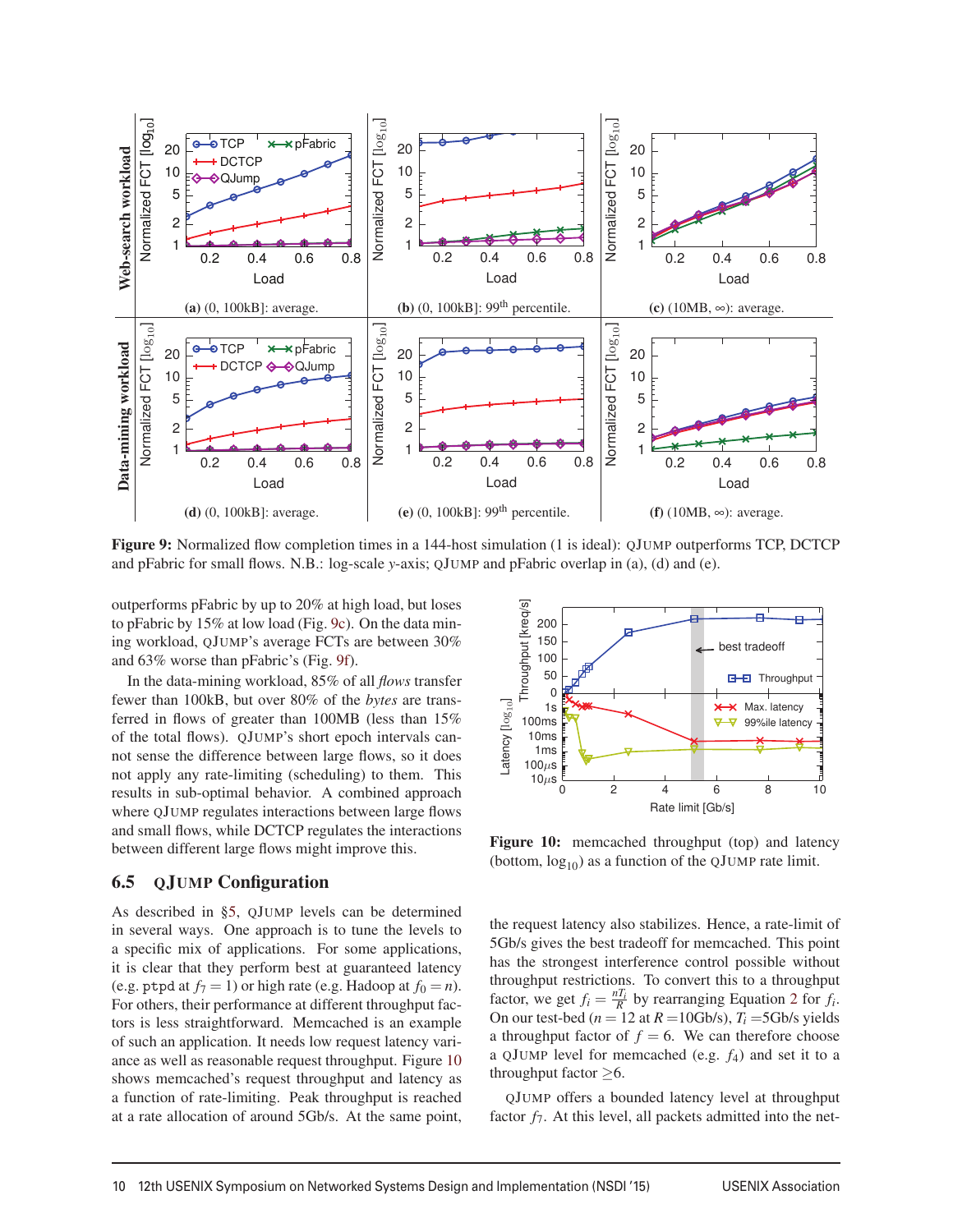**Figure 9:** Normalized flow completion times in a 144-host simulation (1 is ideal): QJUMP outperforms TCP, DCTCP and pFabric for small flows. N.B.: log-scale *y*-axis; QJUMP and pFabric overlap in (a), (d) and (e).

outperforms pFabric by up to 20% at high load, but loses to pFabric by 15% at low load (Fig. 9c). On the data mining workload, QJUMP's average FCTs are between 30% and 63% worse than pFabric's (Fig. 9f).

In the data-mining workload, 85% of all *flows* transfer fewer than 100kB, but over 80% of the *bytes* are transferred in flows of greater than 100MB (less than 15% of the total flows). QJUMP's short epoch intervals cannot sense the difference between large flows, so it does not apply any rate-limiting (scheduling) to them. This results in sub-optimal behavior. A combined approach where QJUMP regulates interactions between large flows and small flows, while DCTCP regulates the interactions between different large flows might improve this.

## 6.5 QJUMP Configuration

As described in §5, QJUMP levels can be determined in several ways. One approach is to tune the levels to a specific mix of applications. For some applications, it is clear that they perform best at guaranteed latency (e.g. ptpd at $f_7 = 1$) or high rate (e.g. Hadoop at $f_0 = n$). For others, their performance at different throughput factors is less straightforward. Memcached is an example of such an application. It needs low request latency variance as well as reasonable request throughput. Figure 10 shows memcached's request throughput and latency as a function of rate-limiting. Peak throughput is reached at a rate allocation of around 5Gb/s. At the same point,

**Figure 10:** memcached throughput (top) and latency (bottom, $\log_{10}$) as a function of the QJUMP rate limit.

the request latency also stabilizes. Hence, a rate-limit of 5Gb/s gives the best tradeoff for memcached. This point has the strongest interference control possible without throughput restrictions. To convert this to a throughput factor, we get $f_i = \frac{nT_i}{R}$ by rearranging Equation 2 for $f_i$. On our test-bed ($n = 12$ at $R$ =10Gb/s), $T_i$ =5Gb/s yields a throughput factor of $f = 6$. We can therefore choose a QJUMP level for memcached (e.g. $f_4$) and set it to a throughput factor $\geq 6$.

QJUMP offers a bounded latency level at throughput factor $f_7$. At this level, all packets admitted into the net-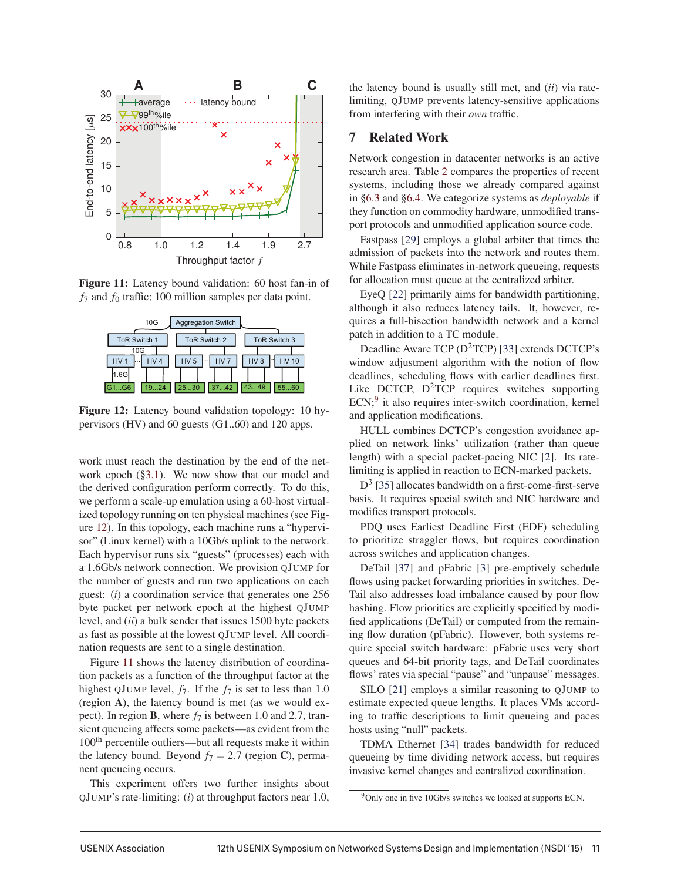Figure 11: Latency bound validation: 60 host fan-in of $f_7$ and $f_0$ traffic; 100 million samples per data point.

Figure 12: Latency bound validation topology: 10 hypervisors (HV) and 60 guests (G1..60) and 120 apps.

work must reach the destination by the end of the network epoch (§3.1). We now show that our model and the derived configuration perform correctly. To do this, we perform a scale-up emulation using a 60-host virtualized topology running on ten physical machines (see Figure 12). In this topology, each machine runs a "hypervisor" (Linux kernel) with a 10Gb/s uplink to the network. Each hypervisor runs six "guests" (processes) each with a 1.6Gb/s network connection. We provision QJUMP for the number of guests and run two applications on each guest: (*i*) a coordination service that generates one 256 byte packet per network epoch at the highest QJUMP level, and (*ii*) a bulk sender that issues 1500 byte packets as fast as possible at the lowest QJUMP level. All coordination requests are sent to a single destination.

Figure 11 shows the latency distribution of coordination packets as a function of the throughput factor at the highest QJUMP level, $f_7$. If the $f_7$ is set to less than 1.0 (region **A**), the latency bound is met (as we would expect). In region **B**, where $f_7$ is between 1.0 and 2.7, transient queueing affects some packets—as evident from the 100th percentile outliers—but all requests make it within the latency bound. Beyond $f_7 = 2.7$ (region **C**), permanent queueing occurs.

This experiment offers two further insights about QJUMP's rate-limiting: (*i*) at throughput factors near 1.0, the latency bound is usually still met, and (*ii*) via rate-limiting, QJUMP prevents latency-sensitive applications from interfering with their *own* traffic.

## 7 Related Work

Network congestion in datacenter networks is an active research area. Table 2 compares the properties of recent systems, including those we already compared against in §6.3 and §6.4. We categorize systems as *deployable* if they function on commodity hardware, unmodified transport protocols and unmodified application source code.

Fastpass [29] employs a global arbiter that times the admission of packets into the network and routes them. While Fastpass eliminates in-network queueing, requests for allocation must queue at the centralized arbiter.

EyeQ [22] primarily aims for bandwidth partitioning, although it also reduces latency tails. It, however, requires a full-bisection bandwidth network and a kernel patch in addition to a TC module.

Deadline Aware TCP ($D^2$TCP) [33] extends DCTCP's window adjustment algorithm with the notion of flow deadlines, scheduling flows with earlier deadlines first. Like DCTCP, $D^2$TCP requires switches supporting ECN;[9] it also requires inter-switch coordination, kernel and application modifications.

HULL combines DCTCP's congestion avoidance applied on network links' utilization (rather than queue length) with a special packet-pacing NIC [2]. Its rate-limiting is applied in reaction to ECN-marked packets.

$D^3$ [35] allocates bandwidth on a first-come-first-serve basis. It requires special switch and NIC hardware and modifies transport protocols.

PDQ uses Earliest Deadline First (EDF) scheduling to prioritize straggler flows, but requires coordination across switches and application changes.

DeTail [37] and pFabric [3] pre-emptively schedule flows using packet forwarding priorities in switches. DeTail also addresses load imbalance caused by poor flow hashing. Flow priorities are explicitly specified by modified applications (DeTail) or computed from the remaining flow duration (pFabric). However, both systems require special switch hardware: pFabric uses very short queues and 64-bit priority tags, and DeTail coordinates flows' rates via special "pause" and "unpause" messages.

SILO [21] employs a similar reasoning to QJUMP to estimate expected queue lengths. It places VMs according to traffic descriptions to limit queueing and paces hosts using "null" packets.

TDMA Ethernet [34] trades bandwidth for reduced queueing by time dividing network access, but requires invasive kernel changes and centralized coordination.

[9] Only one in five 10Gb/s switches we looked at supports ECN.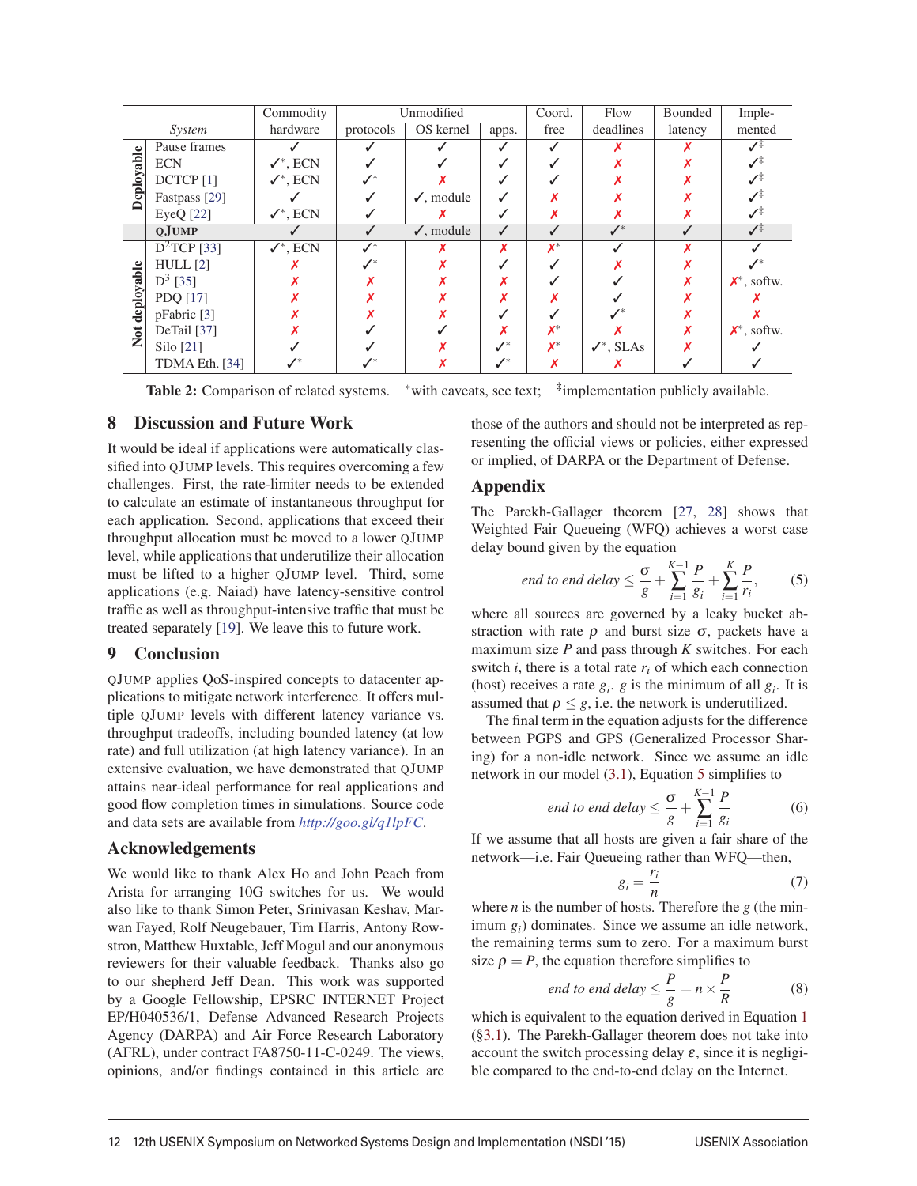| | System | Commodity hardware | Unmodified protocols | Unmodified OS kernel | Unmodified apps. | Coord. free | Flow deadlines | Bounded latency | Imple-mented |
|---|---|---|---|---|---|---|---|---|---|
| Deployable | Pause frames | ✓ | ✓ | ✓ | ✓ | ✓ | ✗ | ✗ | ✓‡ |
| | ECN | ✓*, ECN | ✓ | ✓ | ✓ | ✓ | ✗ | ✗ | ✓‡ |
| | DCTCP [1] | ✓*, ECN | ✓* | ✗ | ✓ | ✓ | ✗ | ✗ | ✓‡ |
| | Fastpass [29] | ✓ | ✓ | ✓, module | ✓ | ✗ | ✗ | ✗ | ✓‡ |
| | EyeQ [22] | ✓*, ECN | ✓ | ✗ | ✓ | ✗ | ✗ | ✗ | ✓‡ |
| | **QJUMP** | ✓ | ✓ | ✓, module | ✓ | ✓ | ✓* | ✓ | ✓‡ |
| Not deployable | D$^2$TCP [33] | ✓*, ECN | ✓* | ✗ | ✗ | ✗* | ✓ | ✗ | ✓ |
| | HULL [2] | ✗ | ✓* | ✗ | ✓ | ✓ | ✗ | ✗ | ✓* |
| | D$^3$ [35] | ✗ | ✗ | ✗ | ✗ | ✓ | ✓ | ✗ | ✗*, softw. |
| | PDQ [17] | ✗ | ✗ | ✗ | ✗ | ✗ | ✓ | ✗ | ✗ |
| | pFabric [3] | ✗ | ✗ | ✗ | ✓ | ✓ | ✓* | ✗ | ✗ |
| | DeTail [37] | ✗ | ✓ | ✓ | ✗ | ✗* | ✗ | ✗ | ✗*, softw. |
| | Silo [21] | ✓ | ✓ | ✗ | ✓* | ✗* | ✓*, SLAs | ✗ | ✓ |
| | TDMA Eth. [34] | ✓* | ✓* | ✗ | ✓* | ✗ | ✗ | ✓ | ✓ |

**Table 2:** Comparison of related systems. *with caveats, see text; ‡implementation publicly available.

## 8 Discussion and Future Work

It would be ideal if applications were automatically classified into QJUMP levels. This requires overcoming a few challenges. First, the rate-limiter needs to be extended to calculate an estimate of instantaneous throughput for each application. Second, applications that exceed their throughput allocation must be moved to a lower QJUMP level, while applications that underutilize their allocation must be lifted to a higher QJUMP level. Third, some applications (e.g. Naiad) have latency-sensitive control traffic as well as throughput-intensive traffic that must be treated separately [19]. We leave this to future work.

## 9 Conclusion

QJUMP applies QoS-inspired concepts to datacenter applications to mitigate network interference. It offers multiple QJUMP levels with different latency variance vs. throughput tradeoffs, including bounded latency (at low rate) and full utilization (at high latency variance). In an extensive evaluation, we have demonstrated that QJUMP attains near-ideal performance for real applications and good flow completion times in simulations. Source code and data sets are available from *http://goo.gl/q1lpFC*.

## Acknowledgements

We would like to thank Alex Ho and John Peach from Arista for arranging 10G switches for us. We would also like to thank Simon Peter, Srinivasan Keshav, Marwan Fayed, Rolf Neugebauer, Tim Harris, Antony Rowstron, Matthew Huxtable, Jeff Mogul and our anonymous reviewers for their valuable feedback. Thanks also go to our shepherd Jeff Dean. This work was supported by a Google Fellowship, EPSRC INTERNET Project EP/H040536/1, Defense Advanced Research Projects Agency (DARPA) and Air Force Research Laboratory (AFRL), under contract FA8750-11-C-0249. The views, opinions, and/or findings contained in this article are those of the authors and should not be interpreted as representing the official views or policies, either expressed or implied, of DARPA or the Department of Defense.

## Appendix

The Parekh-Gallager theorem [27, 28] shows that Weighted Fair Queueing (WFQ) achieves a worst case delay bound given by the equation

$$\textit{end to end delay} \leq \frac{\sigma}{g} + \sum_{i=1}^{K-1} \frac{P}{g_i} + \sum_{i=1}^{K} \frac{P}{r_i}, \tag{5}$$

where all sources are governed by a leaky bucket abstraction with rate $\rho$ and burst size $\sigma$, packets have a maximum size $P$ and pass through $K$ switches. For each switch $i$, there is a total rate $r_i$ of which each connection (host) receives a rate $g_i$. $g$ is the minimum of all $g_i$. It is assumed that $\rho \leq g$, i.e. the network is underutilized.

The final term in the equation adjusts for the difference between PGPS and GPS (Generalized Processor Sharing) for a non-idle network. Since we assume an idle network in our model (3.1), Equation 5 simplifies to

$$\textit{end to end delay} \leq \frac{\sigma}{g} + \sum_{i=1}^{K-1} \frac{P}{g_i} \tag{6}$$

If we assume that all hosts are given a fair share of the network—i.e. Fair Queueing rather than WFQ—then,

$$g_i = \frac{r_i}{n} \tag{7}$$

where $n$ is the number of hosts. Therefore the $g$ (the minimum $g_i$) dominates. Since we assume an idle network, the remaining terms sum to zero. For a maximum burst size $\rho = P$, the equation therefore simplifies to

$$\textit{end to end delay} \leq \frac{P}{g} = n \times \frac{P}{R} \tag{8}$$

which is equivalent to the equation derived in Equation 1 (§3.1). The Parekh-Gallager theorem does not take into account the switch processing delay $\varepsilon$, since it is negligible compared to the end-to-end delay on the Internet.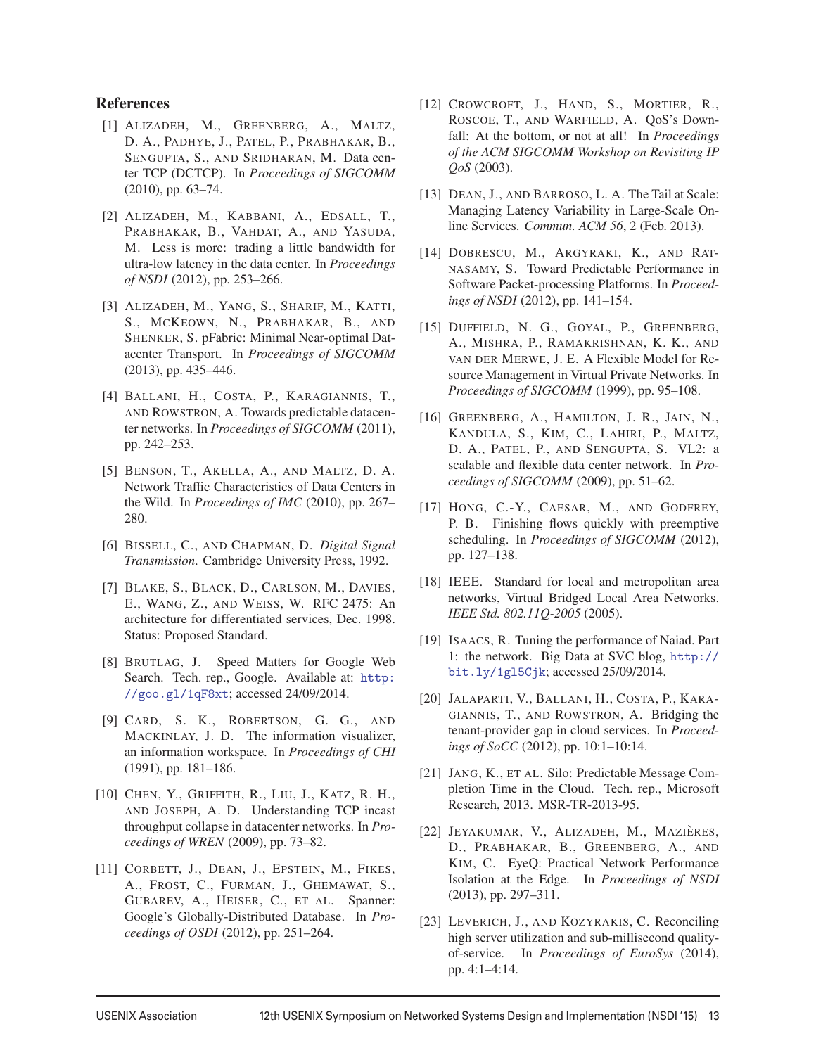## References

[1] ALIZADEH, M., GREENBERG, A., MALTZ, D. A., PADHYE, J., PATEL, P., PRABHAKAR, B., SENGUPTA, S., AND SRIDHARAN, M. Data center TCP (DCTCP). In *Proceedings of SIGCOMM* (2010), pp. 63–74.

[2] ALIZADEH, M., KABBANI, A., EDSALL, T., PRABHAKAR, B., VAHDAT, A., AND YASUDA, M. Less is more: trading a little bandwidth for ultra-low latency in the data center. In *Proceedings of NSDI* (2012), pp. 253–266.

[3] ALIZADEH, M., YANG, S., SHARIF, M., KATTI, S., MCKEOWN, N., PRABHAKAR, B., AND SHENKER, S. pFabric: Minimal Near-optimal Datacenter Transport. In *Proceedings of SIGCOMM* (2013), pp. 435–446.

[4] BALLANI, H., COSTA, P., KARAGIANNIS, T., AND ROWSTRON, A. Towards predictable datacenter networks. In *Proceedings of SIGCOMM* (2011), pp. 242–253.

[5] BENSON, T., AKELLA, A., AND MALTZ, D. A. Network Traffic Characteristics of Data Centers in the Wild. In *Proceedings of IMC* (2010), pp. 267–280.

[6] BISSELL, C., AND CHAPMAN, D. *Digital Signal Transmission*. Cambridge University Press, 1992.

[7] BLAKE, S., BLACK, D., CARLSON, M., DAVIES, E., WANG, Z., AND WEISS, W. RFC 2475: An architecture for differentiated services, Dec. 1998. Status: Proposed Standard.

[8] BRUTLAG, J. Speed Matters for Google Web Search. Tech. rep., Google. Available at: http://goo.gl/1qF8xt; accessed 24/09/2014.

[9] CARD, S. K., ROBERTSON, G. G., AND MACKINLAY, J. D. The information visualizer, an information workspace. In *Proceedings of CHI* (1991), pp. 181–186.

[10] CHEN, Y., GRIFFITH, R., LIU, J., KATZ, R. H., AND JOSEPH, A. D. Understanding TCP incast throughput collapse in datacenter networks. In *Proceedings of WREN* (2009), pp. 73–82.

[11] CORBETT, J., DEAN, J., EPSTEIN, M., FIKES, A., FROST, C., FURMAN, J., GHEMAWAT, S., GUBAREV, A., HEISER, C., ET AL. Spanner: Google's Globally-Distributed Database. In *Proceedings of OSDI* (2012), pp. 251–264.

[12] CROWCROFT, J., HAND, S., MORTIER, R., ROSCOE, T., AND WARFIELD, A. QoS's Downfall: At the bottom, or not at all! In *Proceedings of the ACM SIGCOMM Workshop on Revisiting IP QoS* (2003).

[13] DEAN, J., AND BARROSO, L. A. The Tail at Scale: Managing Latency Variability in Large-Scale Online Services. *Commun. ACM 56*, 2 (Feb. 2013).

[14] DOBRESCU, M., ARGYRAKI, K., AND RATNASAMY, S. Toward Predictable Performance in Software Packet-processing Platforms. In *Proceedings of NSDI* (2012), pp. 141–154.

[15] DUFFIELD, N. G., GOYAL, P., GREENBERG, A., MISHRA, P., RAMAKRISHNAN, K. K., AND VAN DER MERWE, J. E. A Flexible Model for Resource Management in Virtual Private Networks. In *Proceedings of SIGCOMM* (1999), pp. 95–108.

[16] GREENBERG, A., HAMILTON, J. R., JAIN, N., KANDULA, S., KIM, C., LAHIRI, P., MALTZ, D. A., PATEL, P., AND SENGUPTA, S. VL2: a scalable and flexible data center network. In *Proceedings of SIGCOMM* (2009), pp. 51–62.

[17] HONG, C.-Y., CAESAR, M., AND GODFREY, P. B. Finishing flows quickly with preemptive scheduling. In *Proceedings of SIGCOMM* (2012), pp. 127–138.

[18] IEEE. Standard for local and metropolitan area networks, Virtual Bridged Local Area Networks. *IEEE Std. 802.11Q-2005* (2005).

[19] ISAACS, R. Tuning the performance of Naiad. Part 1: the network. Big Data at SVC blog, http://bit.ly/1gl5Cjk; accessed 25/09/2014.

[20] JALAPARTI, V., BALLANI, H., COSTA, P., KARAGIANNIS, T., AND ROWSTRON, A. Bridging the tenant-provider gap in cloud services. In *Proceedings of SoCC* (2012), pp. 10:1–10:14.

[21] JANG, K., ET AL. Silo: Predictable Message Completion Time in the Cloud. Tech. rep., Microsoft Research, 2013. MSR-TR-2013-95.

[22] JEYAKUMAR, V., ALIZADEH, M., MAZIÈRES, D., PRABHAKAR, B., GREENBERG, A., AND KIM, C. EyeQ: Practical Network Performance Isolation at the Edge. In *Proceedings of NSDI* (2013), pp. 297–311.

[23] LEVERICH, J., AND KOZYRAKIS, C. Reconciling high server utilization and sub-millisecond quality-of-service. In *Proceedings of EuroSys* (2014), pp. 4:1–4:14.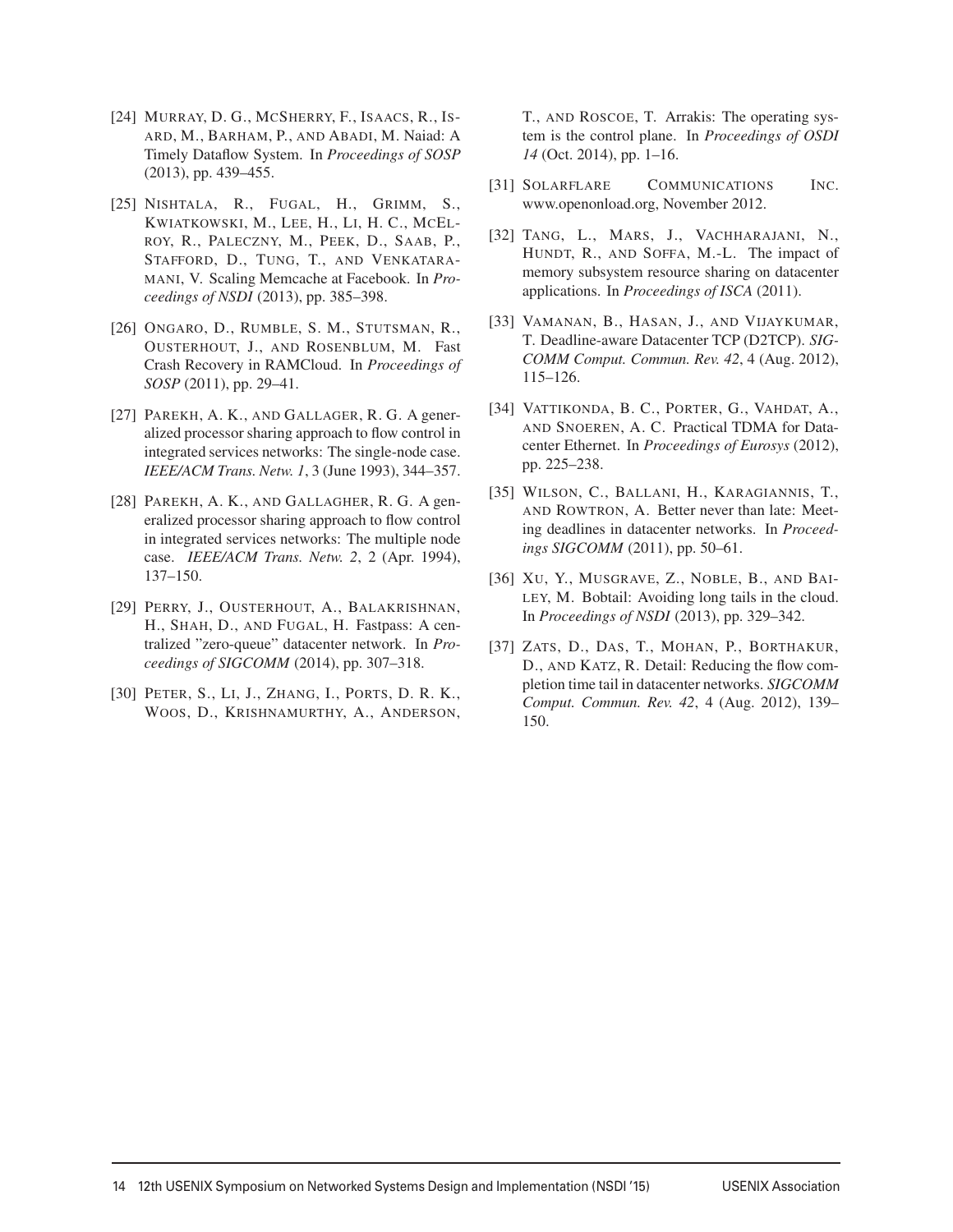[24] Murray, D. G., McSherry, F., Isaacs, R., Isard, M., Barham, P., and Abadi, M. Naiad: A Timely Dataflow System. In *Proceedings of SOSP* (2013), pp. 439–455.

[25] Nishtala, R., Fugal, H., Grimm, S., Kwiatkowski, M., Lee, H., Li, H. C., McElroy, R., Paleczny, M., Peek, D., Saab, P., Stafford, D., Tung, T., and Venkataramani, V. Scaling Memcache at Facebook. In *Proceedings of NSDI* (2013), pp. 385–398.

[26] Ongaro, D., Rumble, S. M., Stutsman, R., Ousterhout, J., and Rosenblum, M. Fast Crash Recovery in RAMCloud. In *Proceedings of SOSP* (2011), pp. 29–41.

[27] Parekh, A. K., and Gallager, R. G. A generalized processor sharing approach to flow control in integrated services networks: The single-node case. *IEEE/ACM Trans. Netw. 1*, 3 (June 1993), 344–357.

[28] Parekh, A. K., and Gallagher, R. G. A generalized processor sharing approach to flow control in integrated services networks: The multiple node case. *IEEE/ACM Trans. Netw. 2*, 2 (Apr. 1994), 137–150.

[29] Perry, J., Ousterhout, A., Balakrishnan, H., Shah, D., and Fugal, H. Fastpass: A centralized "zero-queue" datacenter network. In *Proceedings of SIGCOMM* (2014), pp. 307–318.

[30] Peter, S., Li, J., Zhang, I., Ports, D. R. K., Woos, D., Krishnamurthy, A., Anderson, T., and Roscoe, T. Arrakis: The operating system is the control plane. In *Proceedings of OSDI 14* (Oct. 2014), pp. 1–16.

[31] Solarflare Communications Inc. www.openonload.org, November 2012.

[32] Tang, L., Mars, J., Vachharajani, N., Hundt, R., and Soffa, M.-L. The impact of memory subsystem resource sharing on datacenter applications. In *Proceedings of ISCA* (2011).

[33] Vamanan, B., Hasan, J., and Vijaykumar, T. Deadline-aware Datacenter TCP (D2TCP). *SIGCOMM Comput. Commun. Rev. 42*, 4 (Aug. 2012), 115–126.

[34] Vattikonda, B. C., Porter, G., Vahdat, A., and Snoeren, A. C. Practical TDMA for Datacenter Ethernet. In *Proceedings of Eurosys* (2012), pp. 225–238.

[35] Wilson, C., Ballani, H., Karagiannis, T., and Rowtron, A. Better never than late: Meeting deadlines in datacenter networks. In *Proceedings SIGCOMM* (2011), pp. 50–61.

[36] Xu, Y., Musgrave, Z., Noble, B., and Bailey, M. Bobtail: Avoiding long tails in the cloud. In *Proceedings of NSDI* (2013), pp. 329–342.

[37] Zats, D., Das, T., Mohan, P., Borthakur, D., and Katz, R. Detail: Reducing the flow completion time tail in datacenter networks. *SIGCOMM Comput. Commun. Rev. 42*, 4 (Aug. 2012), 139–150.